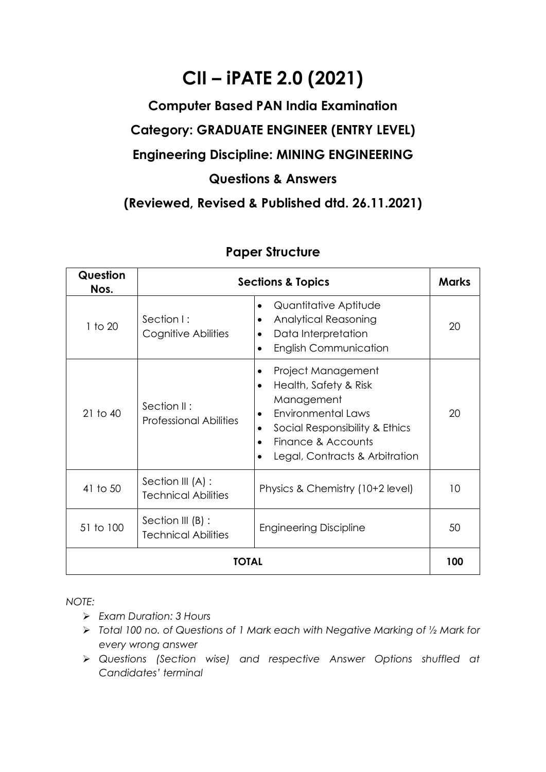# CII – iPATE 2.0 (2021)

## Computer Based PAN India Examination

## Category: GRADUATE ENGINEER (ENTRY LEVEL)

## Engineering Discipline: MINING ENGINEERING

## Questions & Answers

## (Reviewed, Revised & Published dtd. 26.11.2021)

### Paper Structure

| Question Nos. | Sections & Topics | | Marks |
|---|---|---|---|
| 1 to 20 | Section I : Cognitive Abilities | • Quantitative Aptitude<br>• Analytical Reasoning<br>• Data Interpretation<br>• English Communication | 20 |
| 21 to 40 | Section II : Professional Abilities | • Project Management<br>• Health, Safety & Risk Management<br>• Environmental Laws<br>• Social Responsibility & Ethics<br>• Finance & Accounts<br>• Legal, Contracts & Arbitration | 20 |
| 41 to 50 | Section III (A) : Technical Abilities | Physics & Chemistry (10+2 level) | 10 |
| 51 to 100 | Section III (B) : Technical Abilities | Engineering Discipline | 50 |
| **TOTAL** | | | **100** |

*NOTE:*

- *Exam Duration: 3 Hours*
- *Total 100 no. of Questions of 1 Mark each with Negative Marking of ½ Mark for every wrong answer*
- *Questions (Section wise) and respective Answer Options shuffled at Candidates' terminal*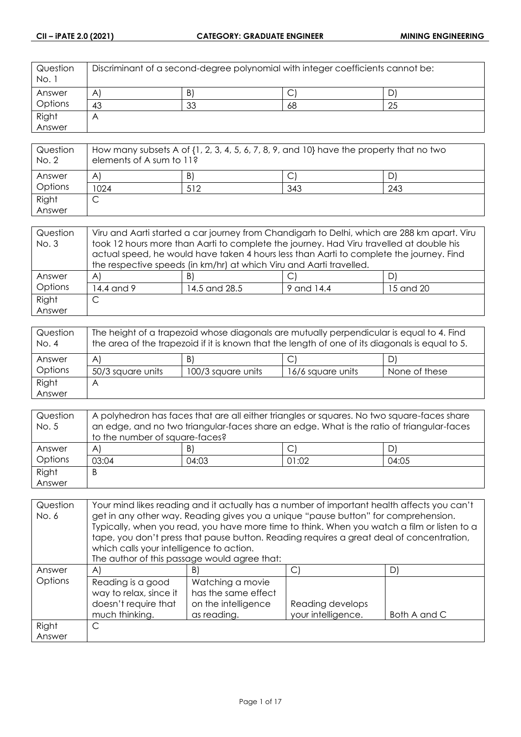| Question No. 1 | Discriminant of a second-degree polynomial with integer coefficients cannot be: | | | |
|---|---|---|---|---|
| Answer Options | A) | B) | C) | D) |
| | 43 | 33 | 68 | 25 |
| Right Answer | A | | | |

| Question No. 2 | How many subsets A of {1, 2, 3, 4, 5, 6, 7, 8, 9, and 10} have the property that no two elements of A sum to 11? | | | |
|---|---|---|---|---|
| Answer Options | A) | B) | C) | D) |
| | 1024 | 512 | 343 | 243 |
| Right Answer | C | | | |

| Question No. 3 | Viru and Aarti started a car journey from Chandigarh to Delhi, which are 288 km apart. Viru took 12 hours more than Aarti to complete the journey. Had Viru travelled at double his actual speed, he would have taken 4 hours less than Aarti to complete the journey. Find the respective speeds (in km/hr) at which Viru and Aarti travelled. | | | |
|---|---|---|---|---|
| Answer Options | A) | B) | C) | D) |
| | 14.4 and 9 | 14.5 and 28.5 | 9 and 14.4 | 15 and 20 |
| Right Answer | C | | | |

| Question No. 4 | The height of a trapezoid whose diagonals are mutually perpendicular is equal to 4. Find the area of the trapezoid if it is known that the length of one of its diagonals is equal to 5. | | | |
|---|---|---|---|---|
| Answer Options | A) | B) | C) | D) |
| | 50/3 square units | 100/3 square units | 16/6 square units | None of these |
| Right Answer | A | | | |

| Question No. 5 | A polyhedron has faces that are all either triangles or squares. No two square-faces share an edge, and no two triangular-faces share an edge. What is the ratio of triangular-faces to the number of square-faces? | | | |
|---|---|---|---|---|
| Answer Options | A) | B) | C) | D) |
| | 03:04 | 04:03 | 01:02 | 04:05 |
| Right Answer | B | | | |

| Question No. 6 | Your mind likes reading and it actually has a number of important health affects you can't get in any other way. Reading gives you a unique "pause button" for comprehension. Typically, when you read, you have more time to think. When you watch a film or listen to a tape, you don't press that pause button. Reading requires a great deal of concentration, which calls your intelligence to action. The author of this passage would agree that: | | | |
|---|---|---|---|---|
| Answer Options | A) | B) | C) | D) |
| | Reading is a good way to relax, since it doesn't require that much thinking. | Watching a movie has the same effect on the intelligence as reading. | Reading develops your intelligence. | Both A and C |
| Right Answer | C | | | |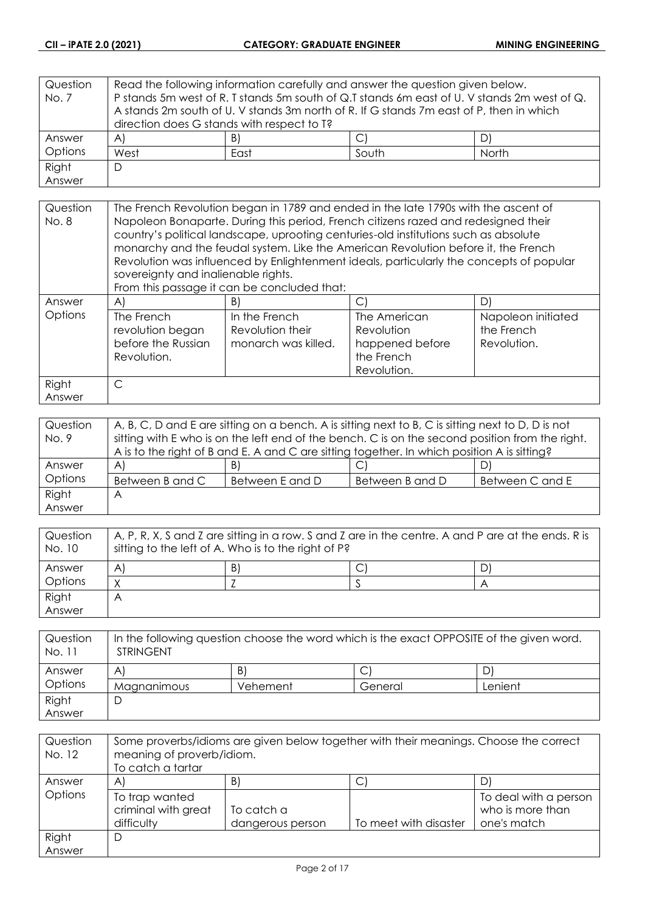| Question No. 7 | Read the following information carefully and answer the question given below. P stands 5m west of R. T stands 5m south of Q.T stands 6m east of U. V stands 2m west of Q. A stands 2m south of U. V stands 3m north of R. If G stands 7m east of P, then in which direction does G stands with respect to T? | | |
|---|---|---|---|
| Answer Options | A) | B) | C) | D) |
| | West | East | South | North |
| Right Answer | D | | | |

| Question No. 8 | The French Revolution began in 1789 and ended in the late 1790s with the ascent of Napoleon Bonaparte. During this period, French citizens razed and redesigned their country's political landscape, uprooting centuries-old institutions such as absolute monarchy and the feudal system. Like the American Revolution before it, the French Revolution was influenced by Enlightenment ideals, particularly the concepts of popular sovereignty and inalienable rights. From this passage it can be concluded that: | | | |
|---|---|---|---|---|
| Answer Options | A) | B) | C) | D) |
| | The French revolution began before the Russian Revolution. | In the French Revolution their monarch was killed. | The American Revolution happened before the French Revolution. | Napoleon initiated the French Revolution. |
| Right Answer | C | | | |

| Question No. 9 | A, B, C, D and E are sitting on a bench. A is sitting next to B, C is sitting next to D, D is not sitting with E who is on the left end of the bench. C is on the second position from the right. A is to the right of B and E. A and C are sitting together. In which position A is sitting? | | | |
|---|---|---|---|---|
| Answer Options | A) | B) | C) | D) |
| | Between B and C | Between E and D | Between B and D | Between C and E |
| Right Answer | A | | | |

| Question No. 10 | A, P, R, X, S and Z are sitting in a row. S and Z are in the centre. A and P are at the ends. R is sitting to the left of A. Who is to the right of P? | | | |
|---|---|---|---|---|
| Answer Options | A) | B) | C) | D) |
| | X | Z | S | A |
| Right Answer | A | | | |

| Question No. 11 | In the following question choose the word which is the exact OPPOSITE of the given word. STRINGENT | | | |
|---|---|---|---|---|
| Answer Options | A) | B) | C) | D) |
| | Magnanimous | Vehement | General | Lenient |
| Right Answer | D | | | |

| Question No. 12 | Some proverbs/idioms are given below together with their meanings. Choose the correct meaning of proverb/idiom. To catch a tartar | | | |
|---|---|---|---|---|
| Answer Options | A) | B) | C) | D) |
| | To trap wanted criminal with great difficulty | To catch a dangerous person | To meet with disaster | To deal with a person who is more than one's match |
| Right Answer | D | | | |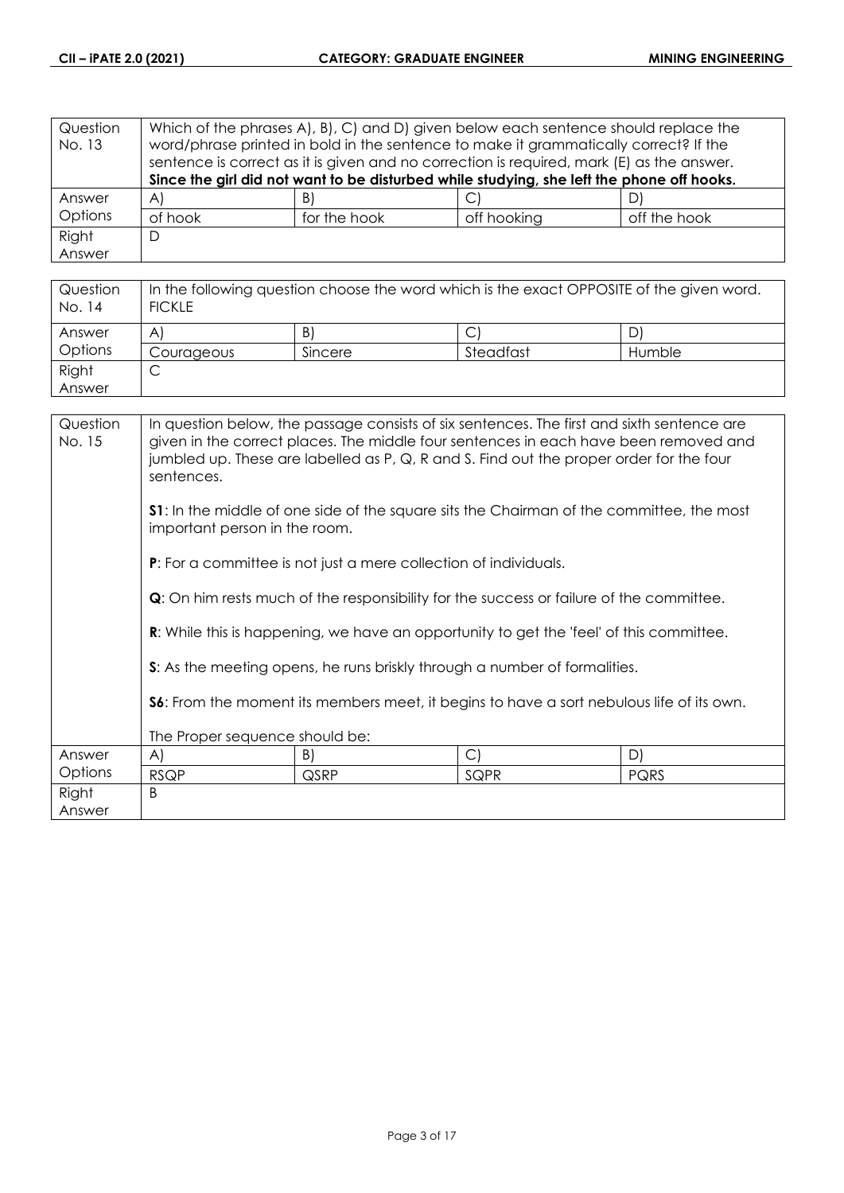| Question No. 13 | Which of the phrases A), B), C) and D) given below each sentence should replace the word/phrase printed in bold in the sentence to make it grammatically correct? If the sentence is correct as it is given and no correction is required, mark (E) as the answer. **Since the girl did not want to be disturbed while studying, she left the phone off hooks.** | | | |
|---|---|---|---|---|
| Answer Options | A) | B) | C) | D) |
| | of hook | for the hook | off hooking | off the hook |
| Right Answer | D | | | |

| Question No. 14 | In the following question choose the word which is the exact OPPOSITE of the given word. FICKLE | | | |
|---|---|---|---|---|
| Answer Options | A) | B) | C) | D) |
| | Courageous | Sincere | Steadfast | Humble |
| Right Answer | C | | | |

| Question No. 15 | In question below, the passage consists of six sentences. The first and sixth sentence are given in the correct places. The middle four sentences in each have been removed and jumbled up. These are labelled as P, Q, R and S. Find out the proper order for the four sentences.<br><br>**S1**: In the middle of one side of the square sits the Chairman of the committee, the most important person in the room.<br><br>**P**: For a committee is not just a mere collection of individuals.<br><br>**Q**: On him rests much of the responsibility for the success or failure of the committee.<br><br>**R**: While this is happening, we have an opportunity to get the 'feel' of this committee.<br><br>**S**: As the meeting opens, he runs briskly through a number of formalities.<br><br>**S6**: From the moment its members meet, it begins to have a sort nebulous life of its own.<br><br>The Proper sequence should be: | | | |
|---|---|---|---|---|
| Answer Options | A) | B) | C) | D) |
| | RSQP | QSRP | SQPR | PQRS |
| Right Answer | B | | | |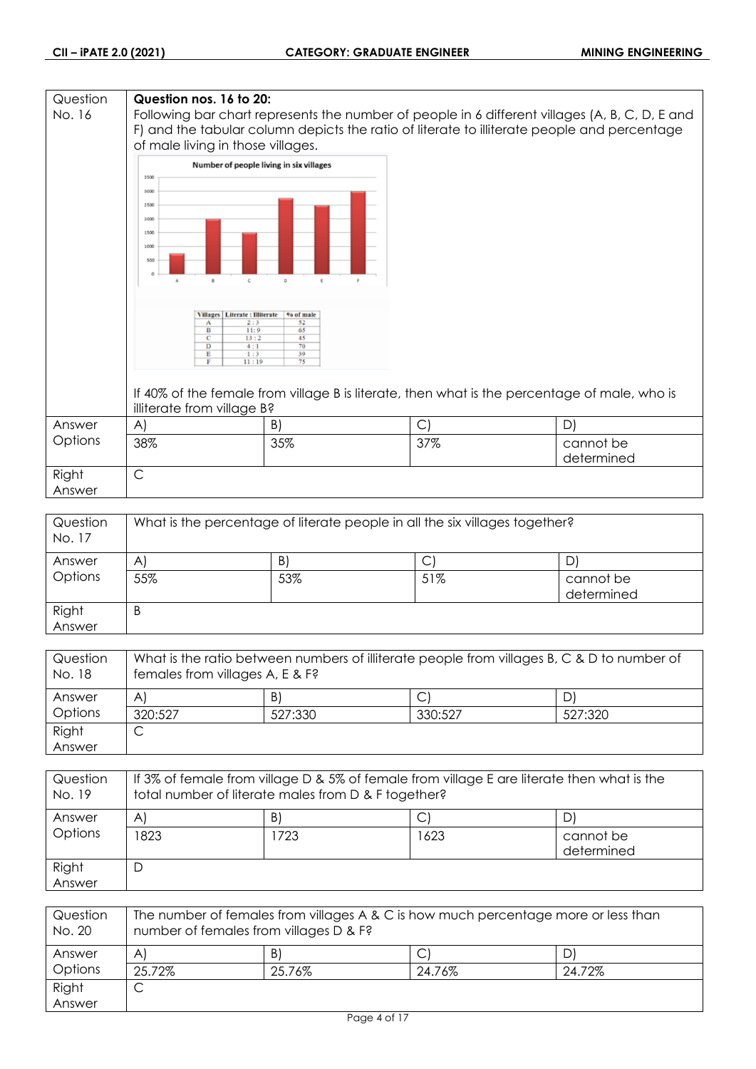| Question No. 16 | **Question nos. 16 to 20:** Following bar chart represents the number of people in 6 different villages (A, B, C, D, E and F) and the tabular column depicts the ratio of literate to illiterate people and percentage of male living in those villages. | | | |
|---|---|---|---|---|

**Number of people living in six villages**

| Villages | Literate : Illiterate | % of male |
|---|---|---|
| A | 2 : 3 | 52 |
| B | 11 : 9 | 65 |
| C | 13 : 2 | 45 |
| D | 4 : 1 | 70 |
| E | 1 : 3 | 39 |
| F | 11 : 19 | 75 |

If 40% of the female from village B is literate, then what is the percentage of male, who is illiterate from village B?

| Answer Options | A) | B) | C) | D) |
|---|---|---|---|---|
| | 38% | 35% | 37% | cannot be determined |
| Right Answer | C | | | |

| Question No. 17 | What is the percentage of literate people in all the six villages together? | | | |
|---|---|---|---|---|
| Answer Options | A) | B) | C) | D) |
| | 55% | 53% | 51% | cannot be determined |
| Right Answer | B | | | |

| Question No. 18 | What is the ratio between numbers of illiterate people from villages B, C & D to number of females from villages A, E & F? | | | |
|---|---|---|---|---|
| Answer Options | A) | B) | C) | D) |
| | 320:527 | 527:330 | 330:527 | 527:320 |
| Right Answer | C | | | |

| Question No. 19 | If 3% of female from village D & 5% of female from village E are literate then what is the total number of literate males from D & F together? | | | |
|---|---|---|---|---|
| Answer Options | A) | B) | C) | D) |
| | 1823 | 1723 | 1623 | cannot be determined |
| Right Answer | D | | | |

| Question No. 20 | The number of females from villages A & C is how much percentage more or less than number of females from villages D & F? | | | |
|---|---|---|---|---|
| Answer Options | A) | B) | C) | D) |
| | 25.72% | 25.76% | 24.76% | 24.72% |
| Right Answer | C | | | |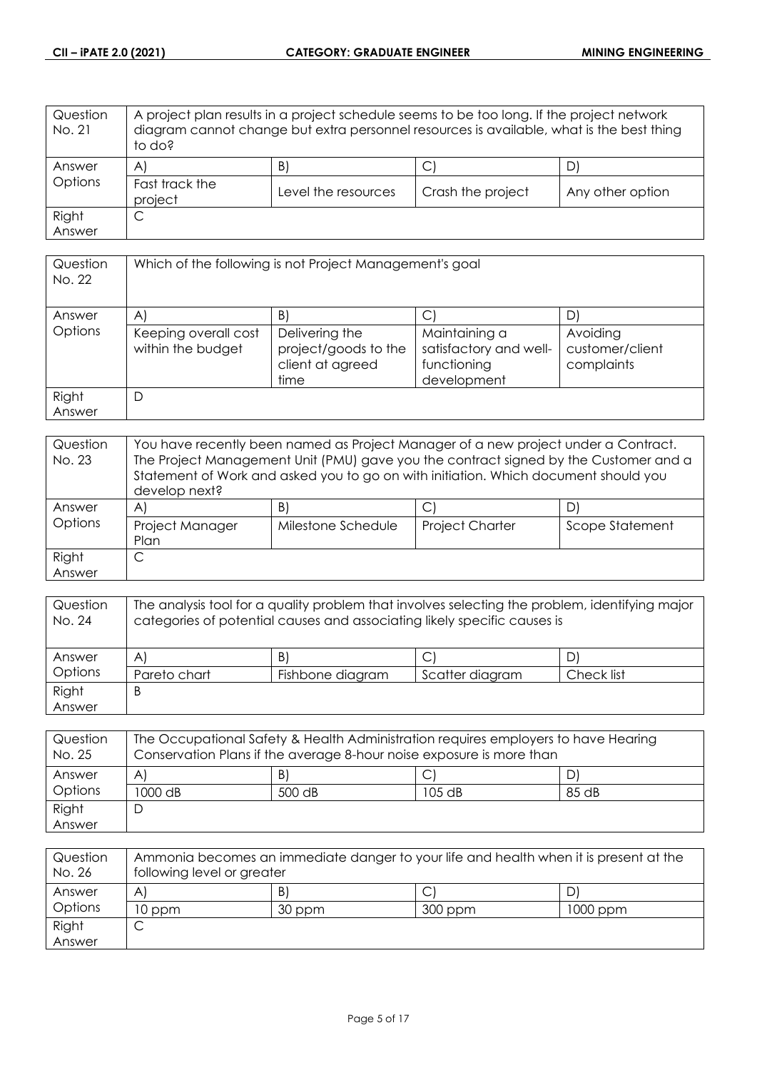| Question No. 21 | A project plan results in a project schedule seems to be too long. If the project network diagram cannot change but extra personnel resources is available, what is the best thing to do? | | | |
|---|---|---|---|---|
| Answer Options | A) | B) | C) | D) |
| | Fast track the project | Level the resources | Crash the project | Any other option |
| Right Answer | C | | | |

| Question No. 22 | Which of the following is not Project Management's goal | | | |
|---|---|---|---|---|
| Answer Options | A) | B) | C) | D) |
| | Keeping overall cost within the budget | Delivering the project/goods to the client at agreed time | Maintaining a satisfactory and well-functioning development | Avoiding customer/client complaints |
| Right Answer | D | | | |

| Question No. 23 | You have recently been named as Project Manager of a new project under a Contract. The Project Management Unit (PMU) gave you the contract signed by the Customer and a Statement of Work and asked you to go on with initiation. Which document should you develop next? | | | |
|---|---|---|---|---|
| Answer Options | A) | B) | C) | D) |
| | Project Manager Plan | Milestone Schedule | Project Charter | Scope Statement |
| Right Answer | C | | | |

| Question No. 24 | The analysis tool for a quality problem that involves selecting the problem, identifying major categories of potential causes and associating likely specific causes is | | | |
|---|---|---|---|---|
| Answer Options | A) | B) | C) | D) |
| | Pareto chart | Fishbone diagram | Scatter diagram | Check list |
| Right Answer | B | | | |

| Question No. 25 | The Occupational Safety & Health Administration requires employers to have Hearing Conservation Plans if the average 8-hour noise exposure is more than | | | |
|---|---|---|---|---|
| Answer Options | A) | B) | C) | D) |
| | 1000 dB | 500 dB | 105 dB | 85 dB |
| Right Answer | D | | | |

| Question No. 26 | Ammonia becomes an immediate danger to your life and health when it is present at the following level or greater | | | |
|---|---|---|---|---|
| Answer Options | A) | B) | C) | D) |
| | 10 ppm | 30 ppm | 300 ppm | 1000 ppm |
| Right Answer | C | | | |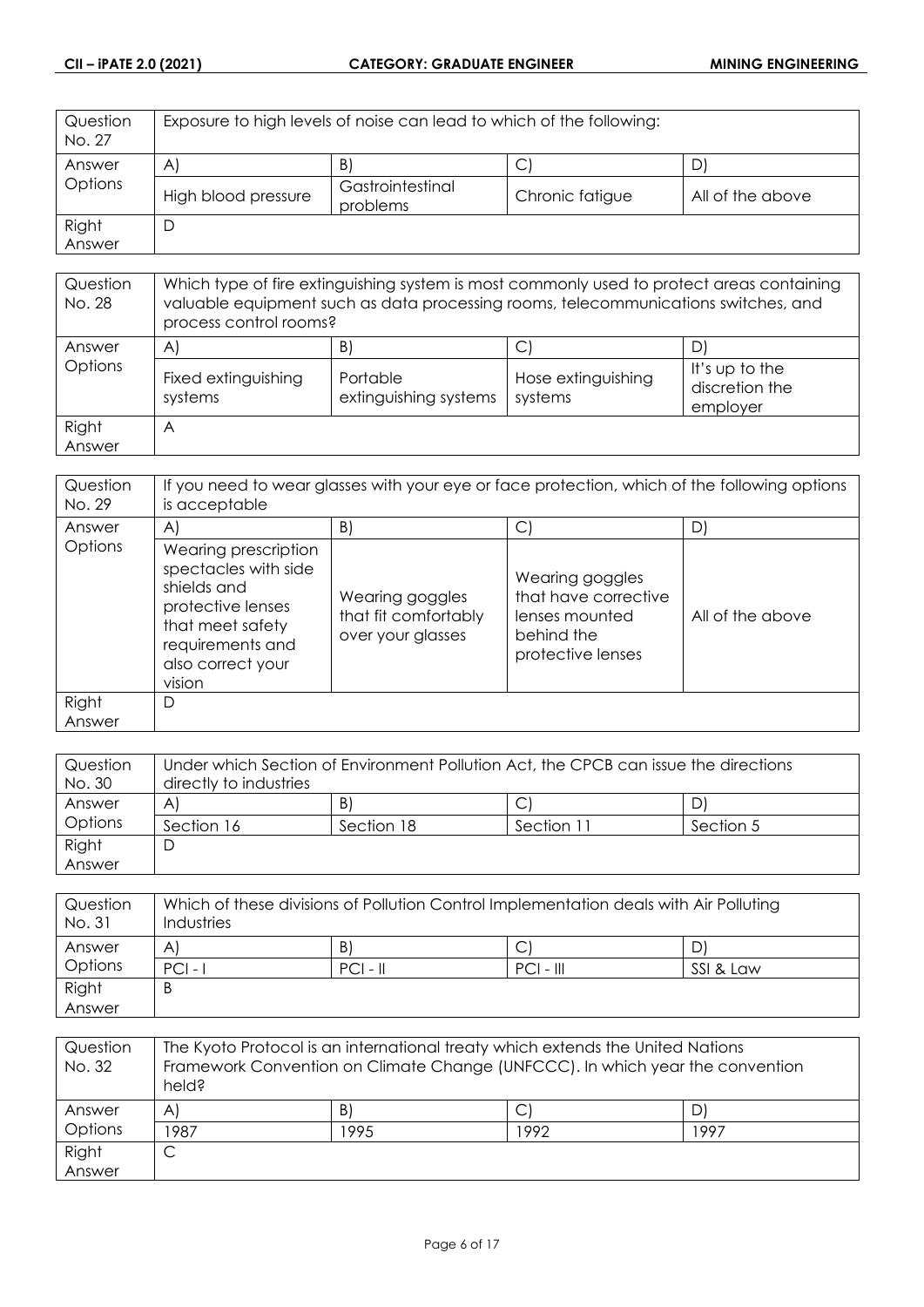| Question No. 27 | Exposure to high levels of noise can lead to which of the following: | | | |
|---|---|---|---|---|
| Answer Options | A) | B) | C) | D) |
| | High blood pressure | Gastrointestinal problems | Chronic fatigue | All of the above |
| Right Answer | D | | | |

| Question No. 28 | Which type of fire extinguishing system is most commonly used to protect areas containing valuable equipment such as data processing rooms, telecommunications switches, and process control rooms? | | | |
|---|---|---|---|---|
| Answer Options | A) | B) | C) | D) |
| | Fixed extinguishing systems | Portable extinguishing systems | Hose extinguishing systems | It's up to the discretion the employer |
| Right Answer | A | | | |

| Question No. 29 | If you need to wear glasses with your eye or face protection, which of the following options is acceptable | | | |
|---|---|---|---|---|
| Answer Options | A) | B) | C) | D) |
| | Wearing prescription spectacles with side shields and protective lenses that meet safety requirements and also correct your vision | Wearing goggles that fit comfortably over your glasses | Wearing goggles that have corrective lenses mounted behind the protective lenses | All of the above |
| Right Answer | D | | | |

| Question No. 30 | Under which Section of Environment Pollution Act, the CPCB can issue the directions directly to industries | | | |
|---|---|---|---|---|
| Answer Options | A) | B) | C) | D) |
| | Section 16 | Section 18 | Section 11 | Section 5 |
| Right Answer | D | | | |

| Question No. 31 | Which of these divisions of Pollution Control Implementation deals with Air Polluting Industries | | | |
|---|---|---|---|---|
| Answer Options | A) | B) | C) | D) |
| | PCI - I | PCI - II | PCI - III | SSI & Law |
| Right Answer | B | | | |

| Question No. 32 | The Kyoto Protocol is an international treaty which extends the United Nations Framework Convention on Climate Change (UNFCCC). In which year the convention held? | | | |
|---|---|---|---|---|
| Answer Options | A) | B) | C) | D) |
| | 1987 | 1995 | 1992 | 1997 |
| Right Answer | C | | | |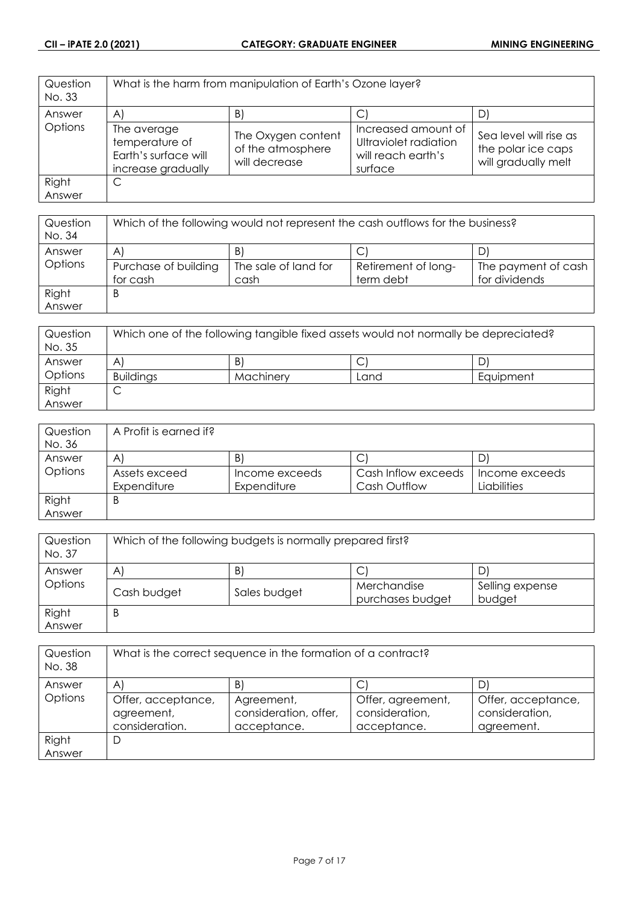| Question No. 33 | What is the harm from manipulation of Earth's Ozone layer? | | | |
|---|---|---|---|---|
| Answer Options | A) | B) | C) | D) |
| | The average temperature of Earth's surface will increase gradually | The Oxygen content of the atmosphere will decrease | Increased amount of Ultraviolet radiation will reach earth's surface | Sea level will rise as the polar ice caps will gradually melt |
| Right Answer | C | | | |

| Question No. 34 | Which of the following would not represent the cash outflows for the business? | | | |
|---|---|---|---|---|
| Answer Options | A) | B) | C) | D) |
| | Purchase of building for cash | The sale of land for cash | Retirement of long-term debt | The payment of cash for dividends |
| Right Answer | B | | | |

| Question No. 35 | Which one of the following tangible fixed assets would not normally be depreciated? | | | |
|---|---|---|---|---|
| Answer Options | A) | B) | C) | D) |
| | Buildings | Machinery | Land | Equipment |
| Right Answer | C | | | |

| Question No. 36 | A Profit is earned if? | | | |
|---|---|---|---|---|
| Answer Options | A) | B) | C) | D) |
| | Assets exceed Expenditure | Income exceeds Expenditure | Cash Inflow exceeds Cash Outflow | Income exceeds Liabilities |
| Right Answer | B | | | |

| Question No. 37 | Which of the following budgets is normally prepared first? | | | |
|---|---|---|---|---|
| Answer Options | A) | B) | C) | D) |
| | Cash budget | Sales budget | Merchandise purchases budget | Selling expense budget |
| Right Answer | B | | | |

| Question No. 38 | What is the correct sequence in the formation of a contract? | | | |
|---|---|---|---|---|
| Answer Options | A) | B) | C) | D) |
| | Offer, acceptance, agreement, consideration. | Agreement, consideration, offer, acceptance. | Offer, agreement, consideration, acceptance. | Offer, acceptance, consideration, agreement. |
| Right Answer | D | | | |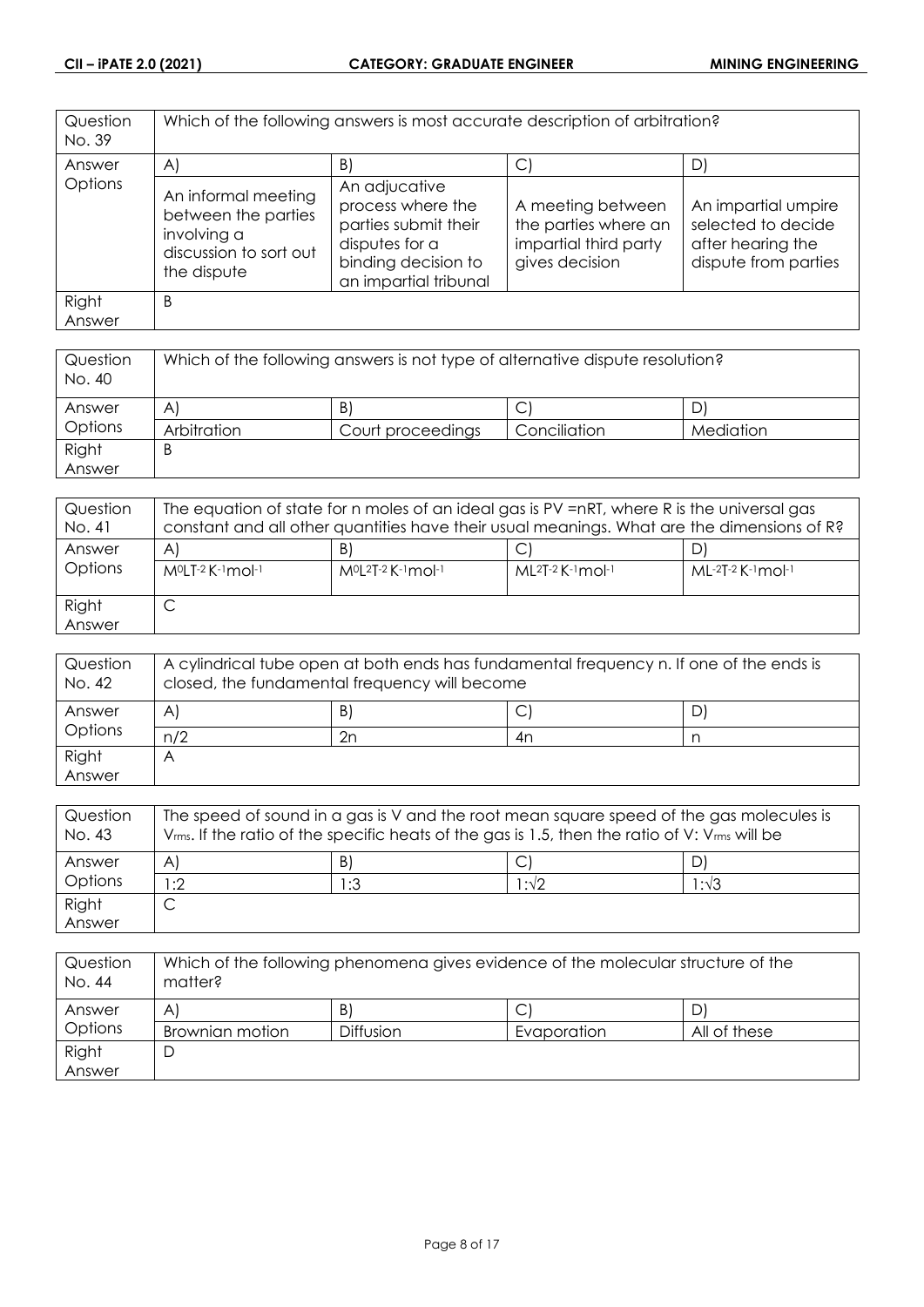| Question No. 39 | Which of the following answers is most accurate description of arbitration? | | | |
|---|---|---|---|---|
| Answer Options | A) | B) | C) | D) |
| | An informal meeting between the parties involving a discussion to sort out the dispute | An adjucative process where the parties submit their disputes for a binding decision to an impartial tribunal | A meeting between the parties where an impartial third party gives decision | An impartial umpire selected to decide after hearing the dispute from parties |
| Right Answer | B | | | |

| Question No. 40 | Which of the following answers is not type of alternative dispute resolution? | | | |
|---|---|---|---|---|
| Answer Options | A) | B) | C) | D) |
| | Arbitration | Court proceedings | Conciliation | Mediation |
| Right Answer | B | | | |

| Question No. 41 | The equation of state for n moles of an ideal gas is PV =nRT, where R is the universal gas constant and all other quantities have their usual meanings. What are the dimensions of R? | | | |
|---|---|---|---|---|
| Answer Options | A) | B) | C) | D) |
| | $M^0LT^{-2}K^{-1}mol^{-1}$ | $M^0L^2T^{-2}K^{-1}mol^{-1}$ | $ML^2T^{-2}K^{-1}mol^{-1}$ | $ML^{-2}T^{-2}K^{-1}mol^{-1}$ |
| Right Answer | C | | | |

| Question No. 42 | A cylindrical tube open at both ends has fundamental frequency n. If one of the ends is closed, the fundamental frequency will become | | | |
|---|---|---|---|---|
| Answer Options | A) | B) | C) | D) |
| | n/2 | 2n | 4n | n |
| Right Answer | A | | | |

| Question No. 43 | The speed of sound in a gas is V and the root mean square speed of the gas molecules is $V_{rms}$. If the ratio of the specific heats of the gas is 1.5, then the ratio of V: $V_{rms}$ will be | | | |
|---|---|---|---|---|
| Answer Options | A) | B) | C) | D) |
| | 1:2 | 1:3 | $1:\sqrt{2}$ | $1:\sqrt{3}$ |
| Right Answer | C | | | |

| Question No. 44 | Which of the following phenomena gives evidence of the molecular structure of the matter? | | | |
|---|---|---|---|---|
| Answer Options | A) | B) | C) | D) |
| | Brownian motion | Diffusion | Evaporation | All of these |
| Right Answer | D | | | |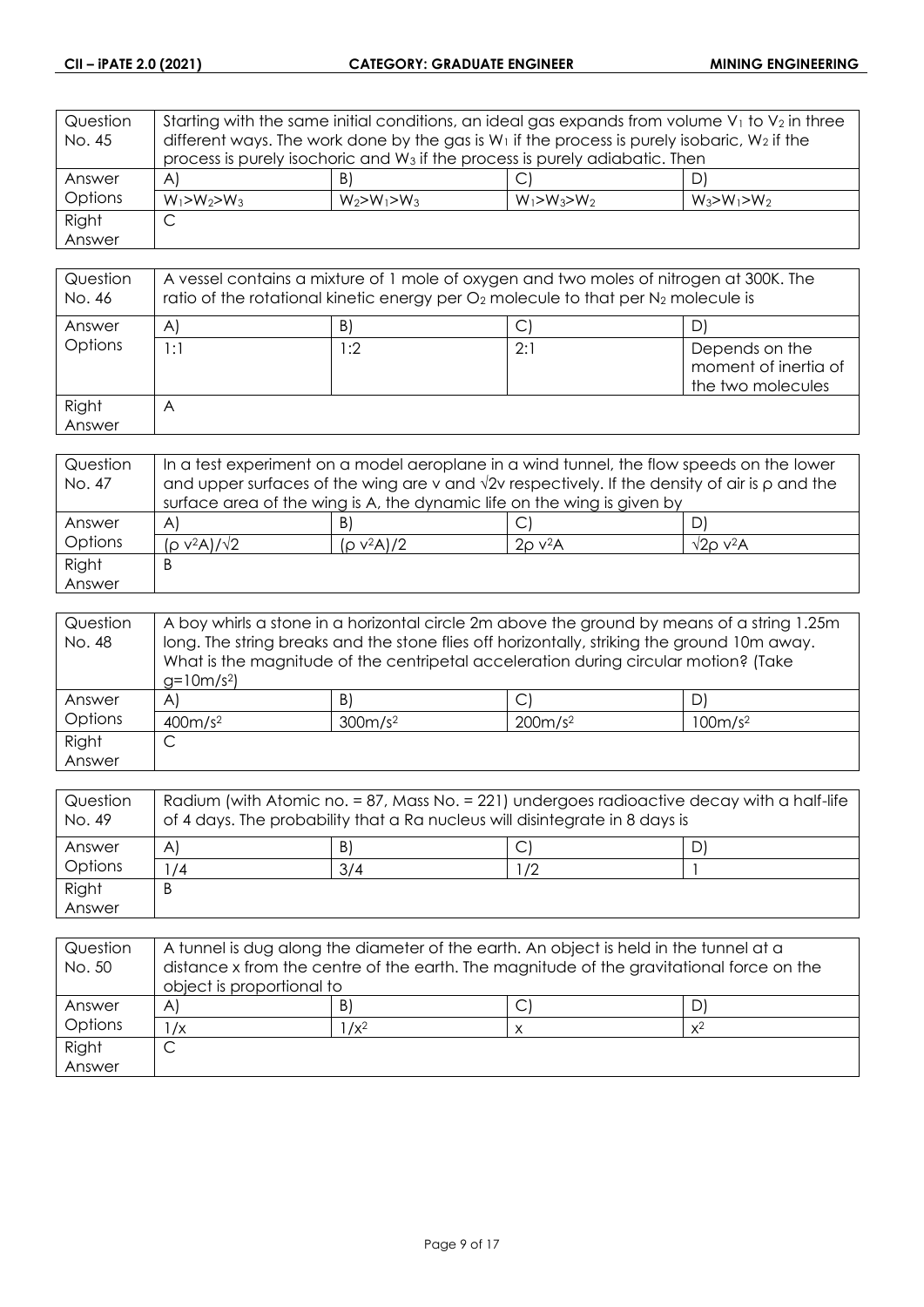| Question No. 45 | Starting with the same initial conditions, an ideal gas expands from volume $V_1$ to $V_2$ in three different ways. The work done by the gas is $W_1$ if the process is purely isobaric, $W_2$ if the process is purely isochoric and $W_3$ if the process is purely adiabatic. Then | | |
|---|---|---|---|
| Answer Options | A) $W_1>W_2>W_3$ | B) $W_2>W_1>W_3$ | C) $W_1>W_3>W_2$ | D) $W_3>W_1>W_2$ |
| Right Answer | C | | | |

| Question No. 46 | A vessel contains a mixture of 1 mole of oxygen and two moles of nitrogen at 300K. The ratio of the rotational kinetic energy per $O_2$ molecule to that per $N_2$ molecule is | | | |
|---|---|---|---|---|
| Answer Options | A) 1:1 | B) 1:2 | C) 2:1 | D) Depends on the moment of inertia of the two molecules |
| Right Answer | A | | | |

| Question No. 47 | In a test experiment on a model aeroplane in a wind tunnel, the flow speeds on the lower and upper surfaces of the wing are v and $\sqrt{2}$v respectively. If the density of air is $\rho$ and the surface area of the wing is A, the dynamic life on the wing is given by | | | |
|---|---|---|---|---|
| Answer Options | A) $(\rho v^2A)/\sqrt{2}$ | B) $(\rho v^2A)/2$ | C) $2\rho v^2A$ | D) $\sqrt{2}\rho v^2A$ |
| Right Answer | B | | | |

| Question No. 48 | A boy whirls a stone in a horizontal circle 2m above the ground by means of a string 1.25m long. The string breaks and the stone flies off horizontally, striking the ground 10m away. What is the magnitude of the centripetal acceleration during circular motion? (Take $g=10m/s^2$) | | | |
|---|---|---|---|---|
| Answer Options | A) $400m/s^2$ | B) $300m/s^2$ | C) $200m/s^2$ | D) $100m/s^2$ |
| Right Answer | C | | | |

| Question No. 49 | Radium (with Atomic no. = 87, Mass No. = 221) undergoes radioactive decay with a half-life of 4 days. The probability that a Ra nucleus will disintegrate in 8 days is | | | |
|---|---|---|---|---|
| Answer Options | A) 1/4 | B) 3/4 | C) 1/2 | D) 1 |
| Right Answer | B | | | |

| Question No. 50 | A tunnel is dug along the diameter of the earth. An object is held in the tunnel at a distance x from the centre of the earth. The magnitude of the gravitational force on the object is proportional to | | | |
|---|---|---|---|---|
| Answer Options | A) $1/x$ | B) $1/x^2$ | C) $x$ | D) $x^2$ |
| Right Answer | C | | | |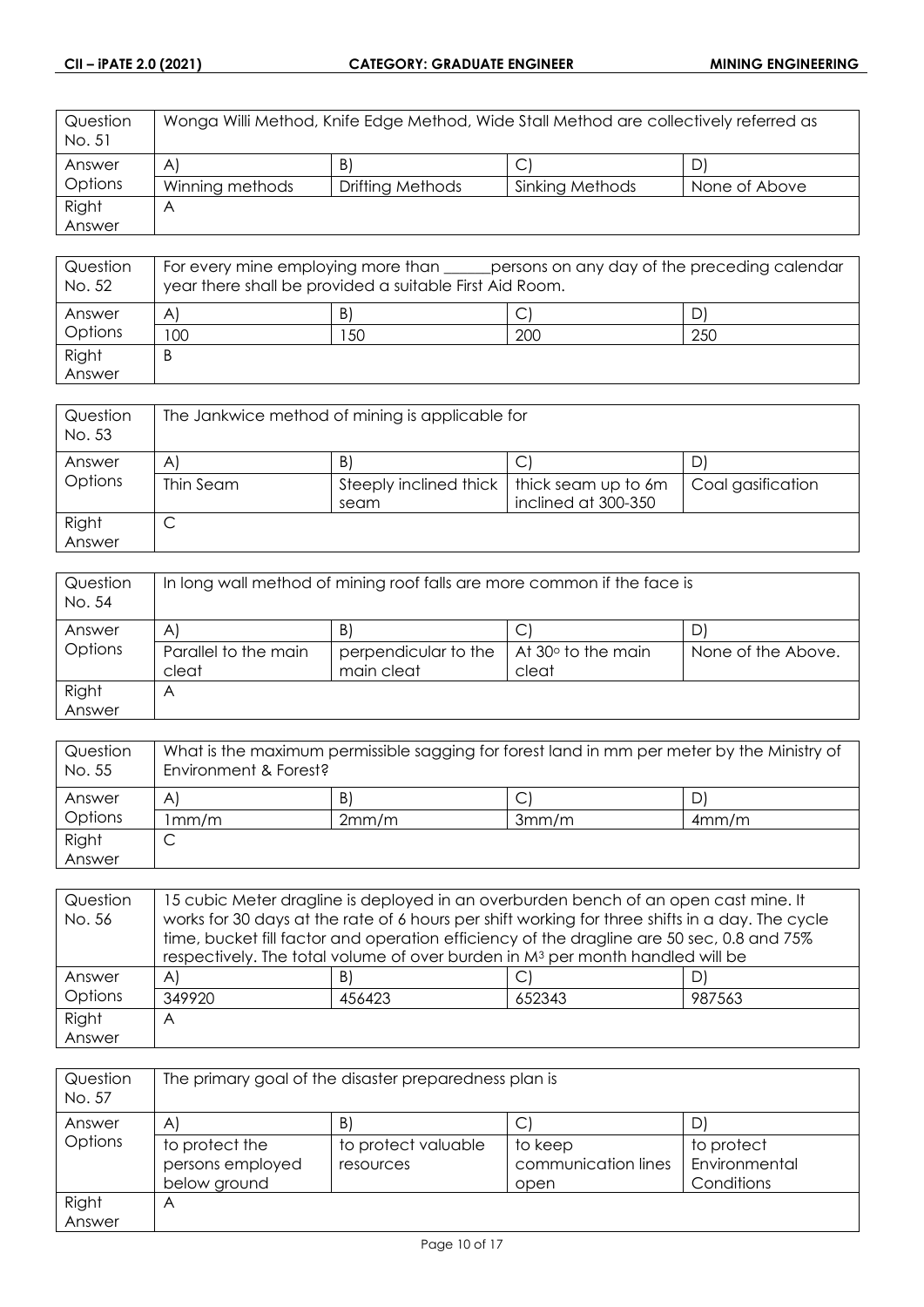| Question No. 51 | Wonga Willi Method, Knife Edge Method, Wide Stall Method are collectively referred as | | | |
|---|---|---|---|---|
| Answer Options | A) | B) | C) | D) |
| | Winning methods | Drifting Methods | Sinking Methods | None of Above |
| Right Answer | A | | | |

| Question No. 52 | For every mine employing more than ______persons on any day of the preceding calendar year there shall be provided a suitable First Aid Room. | | | |
|---|---|---|---|---|
| Answer Options | A) | B) | C) | D) |
| | 100 | 150 | 200 | 250 |
| Right Answer | B | | | |

| Question No. 53 | The Jankwice method of mining is applicable for | | | |
|---|---|---|---|---|
| Answer Options | A) | B) | C) | D) |
| | Thin Seam | Steeply inclined thick seam | thick seam up to 6m inclined at 300-350 | Coal gasification |
| Right Answer | C | | | |

| Question No. 54 | In long wall method of mining roof falls are more common if the face is | | | |
|---|---|---|---|---|
| Answer Options | A) | B) | C) | D) |
| | Parallel to the main cleat | perpendicular to the main cleat | At 30° to the main cleat | None of the Above. |
| Right Answer | A | | | |

| Question No. 55 | What is the maximum permissible sagging for forest land in mm per meter by the Ministry of Environment & Forest? | | | |
|---|---|---|---|---|
| Answer Options | A) | B) | C) | D) |
| | 1mm/m | 2mm/m | 3mm/m | 4mm/m |
| Right Answer | C | | | |

| Question No. 56 | 15 cubic Meter dragline is deployed in an overburden bench of an open cast mine. It works for 30 days at the rate of 6 hours per shift working for three shifts in a day. The cycle time, bucket fill factor and operation efficiency of the dragline are 50 sec, 0.8 and 75% respectively. The total volume of over burden in $M^3$ per month handled will be | | | |
|---|---|---|---|---|
| Answer Options | A) | B) | C) | D) |
| | 349920 | 456423 | 652343 | 987563 |
| Right Answer | A | | | |

| Question No. 57 | The primary goal of the disaster preparedness plan is | | | |
|---|---|---|---|---|
| Answer Options | A) | B) | C) | D) |
| | to protect the persons employed below ground | to protect valuable resources | to keep communication lines open | to protect Environmental Conditions |
| Right Answer | A | | | |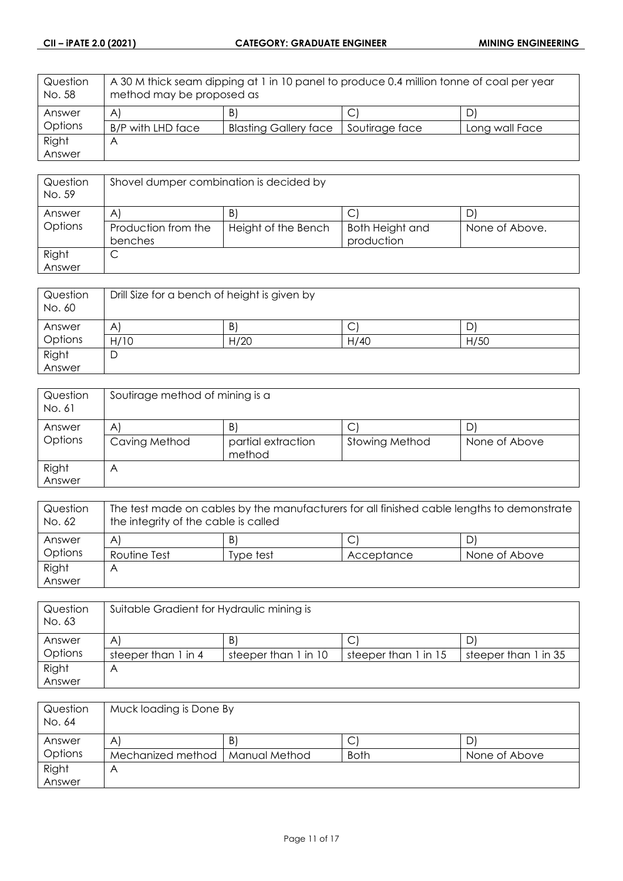| Question No. 58 | A 30 M thick seam dipping at 1 in 10 panel to produce 0.4 million tonne of coal per year method may be proposed as | | | |
|---|---|---|---|---|
| Answer Options | A) | B) | C) | D) |
| | B/P with LHD face | Blasting Gallery face | Soutirage face | Long wall Face |
| Right Answer | A | | | |

| Question No. 59 | Shovel dumper combination is decided by | | | |
|---|---|---|---|---|
| Answer Options | A) | B) | C) | D) |
| | Production from the benches | Height of the Bench | Both Height and production | None of Above. |
| Right Answer | C | | | |

| Question No. 60 | Drill Size for a bench of height is given by | | | |
|---|---|---|---|---|
| Answer Options | A) | B) | C) | D) |
| | H/10 | H/20 | H/40 | H/50 |
| Right Answer | D | | | |

| Question No. 61 | Soutirage method of mining is a | | | |
|---|---|---|---|---|
| Answer Options | A) | B) | C) | D) |
| | Caving Method | partial extraction method | Stowing Method | None of Above |
| Right Answer | A | | | |

| Question No. 62 | The test made on cables by the manufacturers for all finished cable lengths to demonstrate the integrity of the cable is called | | | |
|---|---|---|---|---|
| Answer Options | A) | B) | C) | D) |
| | Routine Test | Type test | Acceptance | None of Above |
| Right Answer | A | | | |

| Question No. 63 | Suitable Gradient for Hydraulic mining is | | | |
|---|---|---|---|---|
| Answer Options | A) | B) | C) | D) |
| | steeper than 1 in 4 | steeper than 1 in 10 | steeper than 1 in 15 | steeper than 1 in 35 |
| Right Answer | A | | | |

| Question No. 64 | Muck loading is Done By | | | |
|---|---|---|---|---|
| Answer Options | A) | B) | C) | D) |
| | Mechanized method | Manual Method | Both | None of Above |
| Right Answer | A | | | |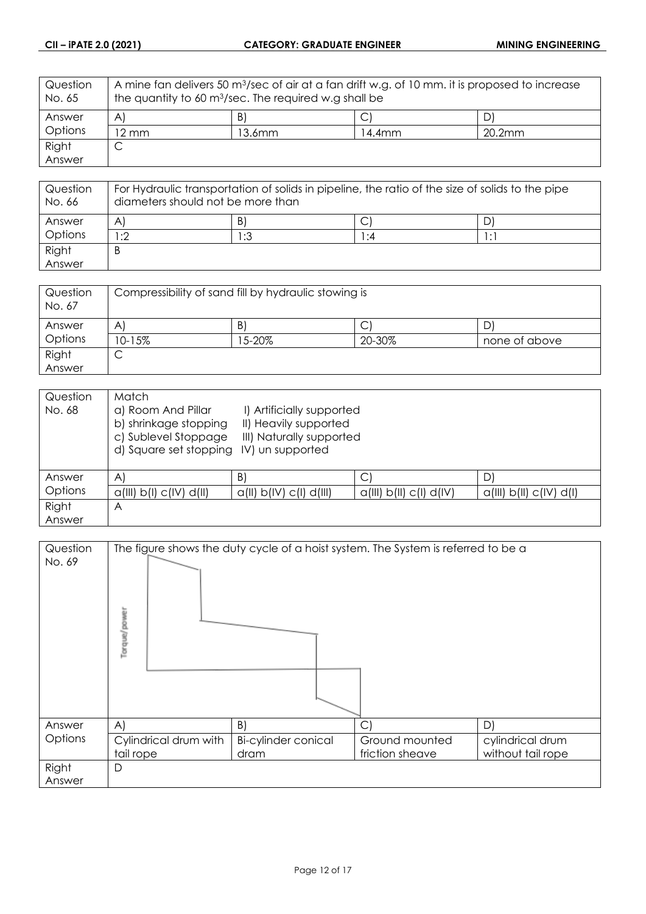| Question No. 65 | A mine fan delivers 50 $m^3$/sec of air at a fan drift w.g. of 10 mm. it is proposed to increase the quantity to 60 $m^3$/sec. The required w.g shall be | | | |
|---|---|---|---|---|
| Answer Options | A) | B) | C) | D) |
| | 12 mm | 13.6mm | 14.4mm | 20.2mm |
| Right Answer | C | | | |

| Question No. 66 | For Hydraulic transportation of solids in pipeline, the ratio of the size of solids to the pipe diameters should not be more than | | | |
|---|---|---|---|---|
| Answer Options | A) | B) | C) | D) |
| | 1:2 | 1:3 | 1:4 | 1:1 |
| Right Answer | B | | | |

| Question No. 67 | Compressibility of sand fill by hydraulic stowing is | | | |
|---|---|---|---|---|
| Answer Options | A) | B) | C) | D) |
| | 10-15% | 15-20% | 20-30% | none of above |
| Right Answer | C | | | |

| Question No. 68 | Match<br>a) Room And Pillar I) Artificially supported<br>b) shrinkage stopping II) Heavily supported<br>c) Sublevel Stoppage III) Naturally supported<br>d) Square set stopping IV) un supported | | | |
|---|---|---|---|---|
| Answer Options | A) | B) | C) | D) |
| | a(III) b(I) c(IV) d(II) | a(II) b(IV) c(I) d(III) | a(III) b(II) c(I) d(IV) | a(III) b(II) c(IV) d(I) |
| Right Answer | A | | | |

| Question No. 69 | The figure shows the duty cycle of a hoist system. The System is referred to be a<br>(Figure: Torque/power) | | | |
|---|---|---|---|---|
| Answer Options | A) | B) | C) | D) |
| | Cylindrical drum with tail rope | Bi-cylinder conical dram | Ground mounted friction sheave | cylindrical drum without tail rope |
| Right Answer | D | | | |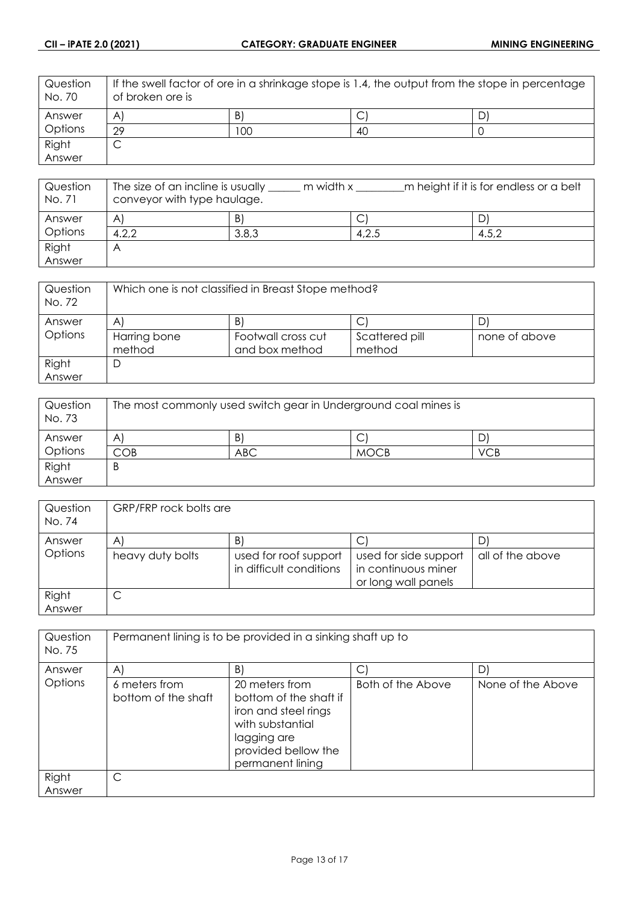| Question No. 70 | If the swell factor of ore in a shrinkage stope is 1.4, the output from the stope in percentage of broken ore is | | | |
|---|---|---|---|---|
| Answer Options | A) | B) | C) | D) |
| | 29 | 100 | 40 | 0 |
| Right Answer | C | | | |

| Question No. 71 | The size of an incline is usually ______ m width x ________m height if it is for endless or a belt conveyor with type haulage. | | | |
|---|---|---|---|---|
| Answer Options | A) | B) | C) | D) |
| | 4.2,2 | 3.8,3 | 4,2.5 | 4.5,2 |
| Right Answer | A | | | |

| Question No. 72 | Which one is not classified in Breast Stope method? | | | |
|---|---|---|---|---|
| Answer Options | A) | B) | C) | D) |
| | Harring bone method | Footwall cross cut and box method | Scattered pill method | none of above |
| Right Answer | D | | | |

| Question No. 73 | The most commonly used switch gear in Underground coal mines is | | | |
|---|---|---|---|---|
| Answer Options | A) | B) | C) | D) |
| | COB | ABC | MOCB | VCB |
| Right Answer | B | | | |

| Question No. 74 | GRP/FRP rock bolts are | | | |
|---|---|---|---|---|
| Answer Options | A) | B) | C) | D) |
| | heavy duty bolts | used for roof support in difficult conditions | used for side support in continuous miner or long wall panels | all of the above |
| Right Answer | C | | | |

| Question No. 75 | Permanent lining is to be provided in a sinking shaft up to | | | |
|---|---|---|---|---|
| Answer Options | A) | B) | C) | D) |
| | 6 meters from bottom of the shaft | 20 meters from bottom of the shaft if iron and steel rings with substantial lagging are provided bellow the permanent lining | Both of the Above | None of the Above |
| Right Answer | C | | | |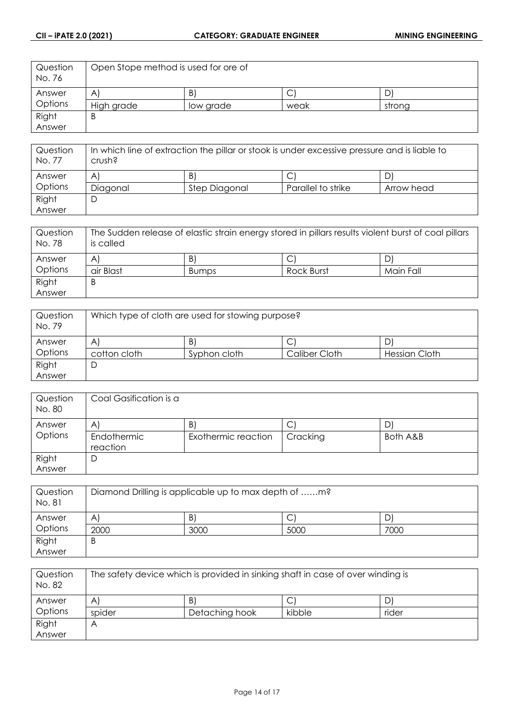| Question No. 76 | Open Stope method is used for ore of | | | |
|---|---|---|---|---|
| Answer Options | A) | B) | C) | D) |
| | High grade | low grade | weak | strong |
| Right Answer | B | | | |

| Question No. 77 | In which line of extraction the pillar or stook is under excessive pressure and is liable to crush? | | | |
|---|---|---|---|---|
| Answer Options | A) | B) | C) | D) |
| | Diagonal | Step Diagonal | Parallel to strike | Arrow head |
| Right Answer | D | | | |

| Question No. 78 | The Sudden release of elastic strain energy stored in pillars results violent burst of coal pillars is called | | | |
|---|---|---|---|---|
| Answer Options | A) | B) | C) | D) |
| | air Blast | Bumps | Rock Burst | Main Fall |
| Right Answer | B | | | |

| Question No. 79 | Which type of cloth are used for stowing purpose? | | | |
|---|---|---|---|---|
| Answer Options | A) | B) | C) | D) |
| | cotton cloth | Syphon cloth | Caliber Cloth | Hessian Cloth |
| Right Answer | D | | | |

| Question No. 80 | Coal Gasification is a | | | |
|---|---|---|---|---|
| Answer Options | A) | B) | C) | D) |
| | Endothermic reaction | Exothermic reaction | Cracking | Both A&B |
| Right Answer | D | | | |

| Question No. 81 | Diamond Drilling is applicable up to max depth of ……m? | | | |
|---|---|---|---|---|
| Answer Options | A) | B) | C) | D) |
| | 2000 | 3000 | 5000 | 7000 |
| Right Answer | B | | | |

| Question No. 82 | The safety device which is provided in sinking shaft in case of over winding is | | | |
|---|---|---|---|---|
| Answer Options | A) | B) | C) | D) |
| | spider | Detaching hook | kibble | rider |
| Right Answer | A | | | |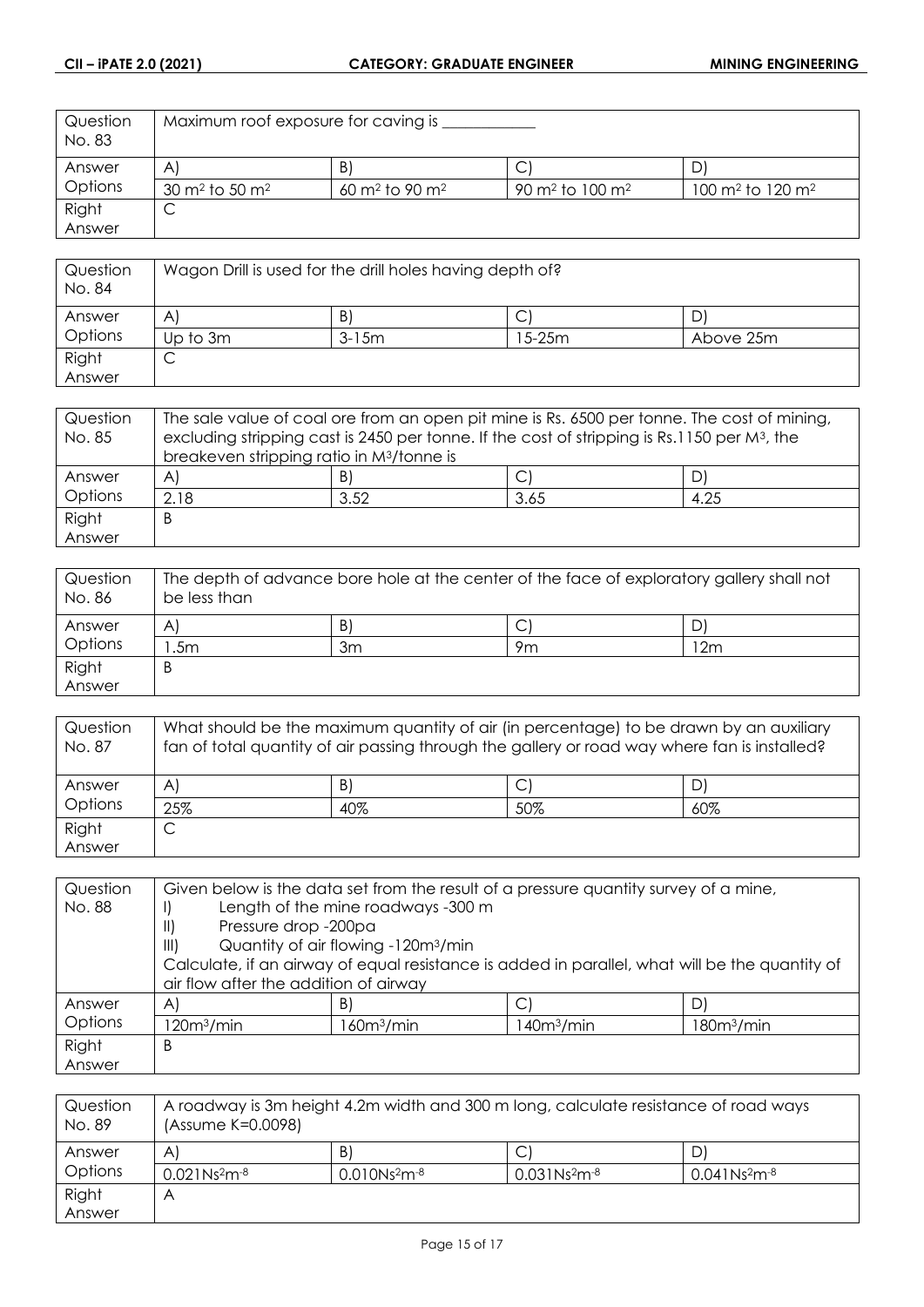| Question No. 83 | Maximum roof exposure for caving is ____________ | | | |
|---|---|---|---|---|
| Answer Options | A) | B) | C) | D) |
| | 30 $m^2$ to 50 $m^2$ | 60 $m^2$ to 90 $m^2$ | 90 $m^2$ to 100 $m^2$ | 100 $m^2$ to 120 $m^2$ |
| Right Answer | C | | | |

| Question No. 84 | Wagon Drill is used for the drill holes having depth of? | | | |
|---|---|---|---|---|
| Answer Options | A) | B) | C) | D) |
| | Up to 3m | 3-15m | 15-25m | Above 25m |
| Right Answer | C | | | |

| Question No. 85 | The sale value of coal ore from an open pit mine is Rs. 6500 per tonne. The cost of mining, excluding stripping cast is 2450 per tonne. If the cost of stripping is Rs.1150 per $M^3$, the breakeven stripping ratio in $M^3$/tonne is | | | |
|---|---|---|---|---|
| Answer Options | A) | B) | C) | D) |
| | 2.18 | 3.52 | 3.65 | 4.25 |
| Right Answer | B | | | |

| Question No. 86 | The depth of advance bore hole at the center of the face of exploratory gallery shall not be less than | | | |
|---|---|---|---|---|
| Answer Options | A) | B) | C) | D) |
| | 1.5m | 3m | 9m | 12m |
| Right Answer | B | | | |

| Question No. 87 | What should be the maximum quantity of air (in percentage) to be drawn by an auxiliary fan of total quantity of air passing through the gallery or road way where fan is installed? | | | |
|---|---|---|---|---|
| Answer Options | A) | B) | C) | D) |
| | 25% | 40% | 50% | 60% |
| Right Answer | C | | | |

| Question No. 88 | Given below is the data set from the result of a pressure quantity survey of a mine,<br>I) Length of the mine roadways -300 m<br>II) Pressure drop -200pa<br>III) Quantity of air flowing -120$m^3$/min<br>Calculate, if an airway of equal resistance is added in parallel, what will be the quantity of air flow after the addition of airway | | | |
|---|---|---|---|---|
| Answer Options | A) | B) | C) | D) |
| | 120$m^3$/min | 160$m^3$/min | 140$m^3$/min | 180$m^3$/min |
| Right Answer | B | | | |

| Question No. 89 | A roadway is 3m height 4.2m width and 300 m long, calculate resistance of road ways (Assume K=0.0098) | | | |
|---|---|---|---|---|
| Answer Options | A) | B) | C) | D) |
| | 0.021$Ns^2m^{-8}$ | 0.010$Ns^2m^{-8}$ | 0.031$Ns^2m^{-8}$ | 0.041$Ns^2m^{-8}$ |
| Right Answer | A | | | |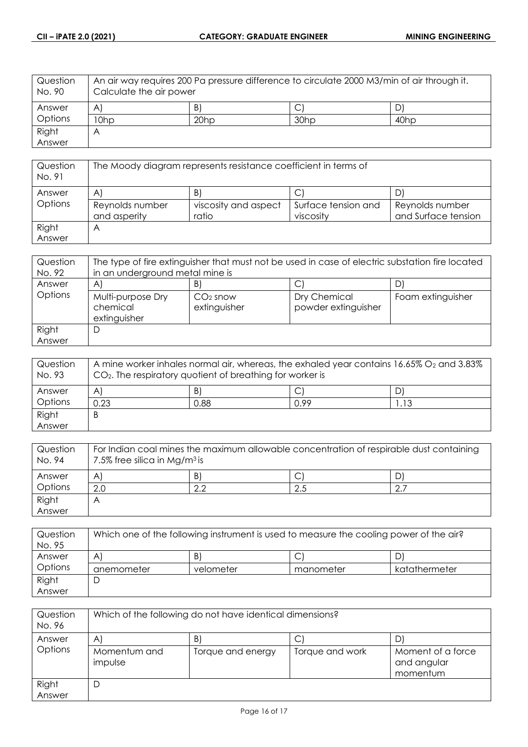| Question No. 90 | An air way requires 200 Pa pressure difference to circulate 2000 M3/min of air through it. Calculate the air power | | | |
|---|---|---|---|---|
| Answer Options | A) | B) | C) | D) |
| | 10hp | 20hp | 30hp | 40hp |
| Right Answer | A | | | |

| Question No. 91 | The Moody diagram represents resistance coefficient in terms of | | | |
|---|---|---|---|---|
| Answer Options | A) | B) | C) | D) |
| | Reynolds number and asperity | viscosity and aspect ratio | Surface tension and viscosity | Reynolds number and Surface tension |
| Right Answer | A | | | |

| Question No. 92 | The type of fire extinguisher that must not be used in case of electric substation fire located in an underground metal mine is | | | |
|---|---|---|---|---|
| Answer Options | A) | B) | C) | D) |
| | Multi-purpose Dry chemical extinguisher | $CO_2$ snow extinguisher | Dry Chemical powder extinguisher | Foam extinguisher |
| Right Answer | D | | | |

| Question No. 93 | A mine worker inhales normal air, whereas, the exhaled year contains 16.65% $O_2$ and 3.83% $CO_2$. The respiratory quotient of breathing for worker is | | | |
|---|---|---|---|---|
| Answer Options | A) | B) | C) | D) |
| | 0.23 | 0.88 | 0.99 | 1.13 |
| Right Answer | B | | | |

| Question No. 94 | For Indian coal mines the maximum allowable concentration of respirable dust containing 7.5% free silica in Mg/m$^3$ is | | | |
|---|---|---|---|---|
| Answer Options | A) | B) | C) | D) |
| | 2.0 | 2.2 | 2.5 | 2.7 |
| Right Answer | A | | | |

| Question No. 95 | Which one of the following instrument is used to measure the cooling power of the air? | | | |
|---|---|---|---|---|
| Answer Options | A) | B) | C) | D) |
| | anemometer | velometer | manometer | katathermeter |
| Right Answer | D | | | |

| Question No. 96 | Which of the following do not have identical dimensions? | | | |
|---|---|---|---|---|
| Answer Options | A) | B) | C) | D) |
| | Momentum and impulse | Torque and energy | Torque and work | Moment of a force and angular momentum |
| Right Answer | D | | | |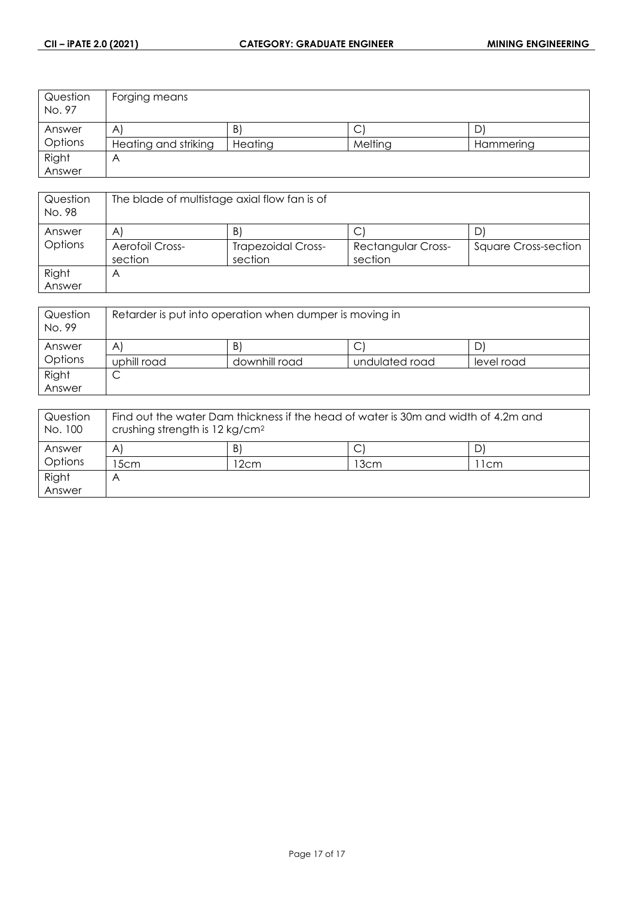| Question No. 97 | Forging means | | | |
|---|---|---|---|---|
| Answer Options | A) | B) | C) | D) |
| | Heating and striking | Heating | Melting | Hammering |
| Right Answer | A | | | |

| Question No. 98 | The blade of multistage axial flow fan is of | | | |
|---|---|---|---|---|
| Answer Options | A) | B) | C) | D) |
| | Aerofoil Cross-section | Trapezoidal Cross-section | Rectangular Cross-section | Square Cross-section |
| Right Answer | A | | | |

| Question No. 99 | Retarder is put into operation when dumper is moving in | | | |
|---|---|---|---|---|
| Answer Options | A) | B) | C) | D) |
| | uphill road | downhill road | undulated road | level road |
| Right Answer | C | | | |

| Question No. 100 | Find out the water Dam thickness if the head of water is 30m and width of 4.2m and crushing strength is 12 $kg/cm^2$ | | | |
|---|---|---|---|---|
| Answer Options | A) | B) | C) | D) |
| | 15cm | 12cm | 13cm | 11cm |
| Right Answer | A | | | |